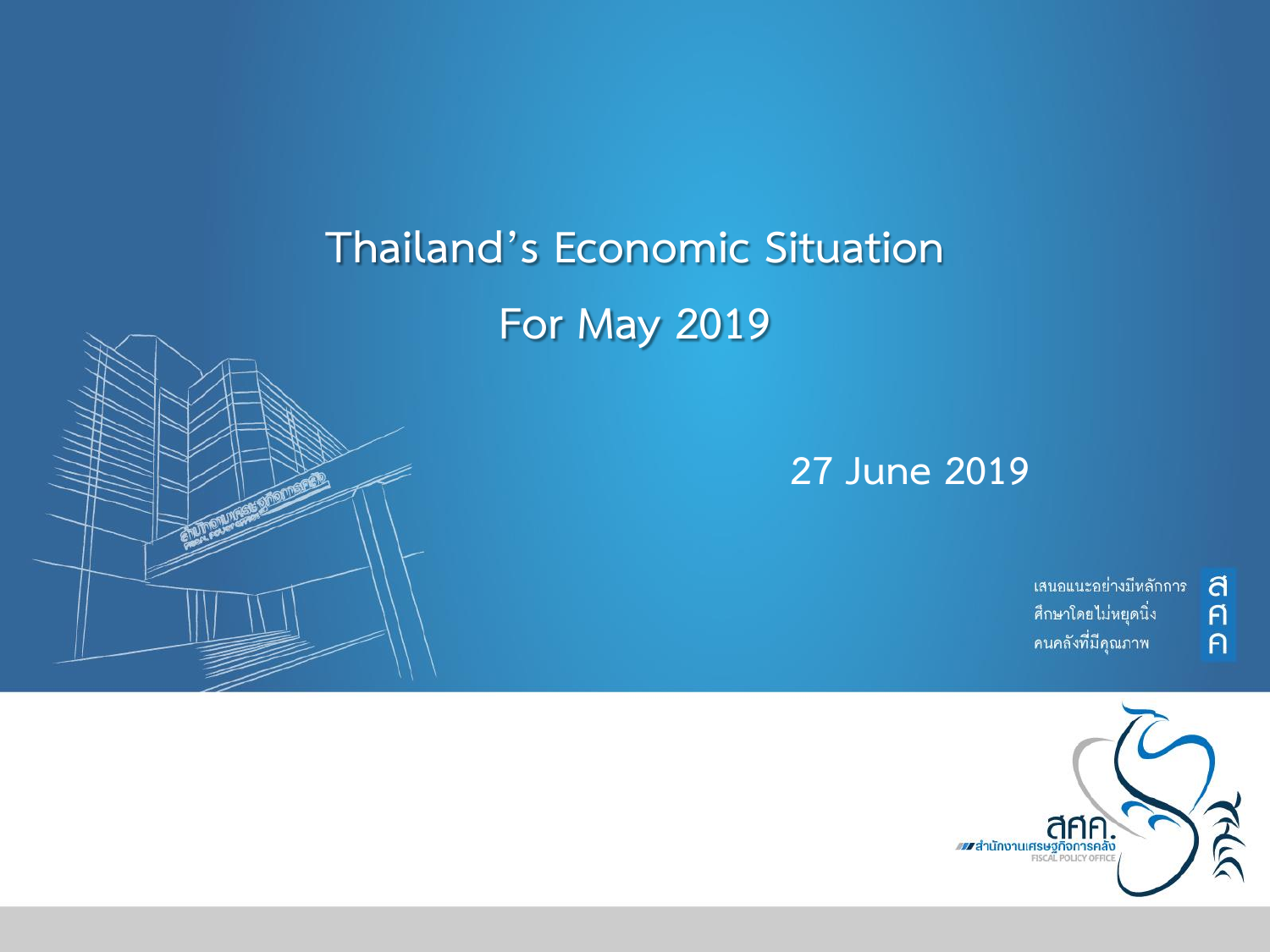# Thailand's Economic Situation

# For May 2019

27 June 2019

เสนอแนะอย่างมีหลักการ
ศึกษาโดยไม่หยุดนิ่ง
คนคลังที่มีคุณภาพ

สศค.
สำนักงานเศรษฐกิจการคลัง
FISCAL POLICY OFFICE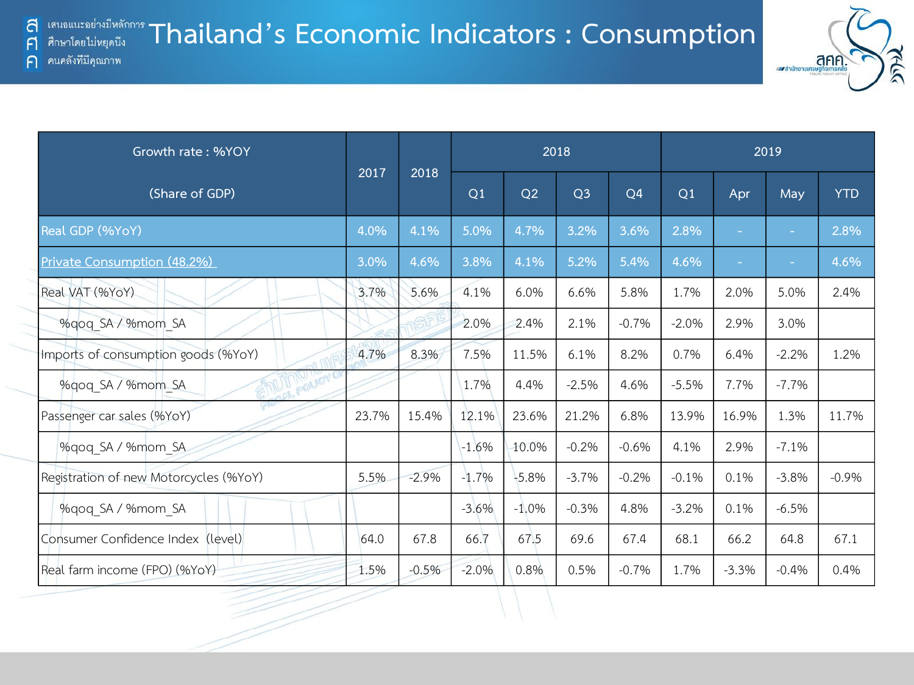# Thailand's Economic Indicators : Consumption

| Growth rate : %YOY (Share of GDP) | 2017 | 2018 | 2018 | | | | 2019 | | | |
|---|---|---|---|---|---|---|---|---|---|---|
| | | | Q1 | Q2 | Q3 | Q4 | Q1 | Apr | May | YTD |
| Real GDP (%YoY) | 4.0% | 4.1% | 5.0% | 4.7% | 3.2% | 3.6% | 2.8% | - | - | 2.8% |
| Private Consumption (48.2%) | 3.0% | 4.6% | 3.8% | 4.1% | 5.2% | 5.4% | 4.6% | - | - | 4.6% |
| Real VAT (%YoY) | 3.7% | 5.6% | 4.1% | 6.0% | 6.6% | 5.8% | 1.7% | 2.0% | 5.0% | 2.4% |
| %qoq_SA / %mom_SA | | | 2.0% | 2.4% | 2.1% | -0.7% | -2.0% | 2.9% | 3.0% | |
| Imports of consumption goods (%YoY) | 4.7% | 8.3% | 7.5% | 11.5% | 6.1% | 8.2% | 0.7% | 6.4% | -2.2% | 1.2% |
| %qoq_SA / %mom_SA | | | 1.7% | 4.4% | -2.5% | 4.6% | -5.5% | 7.7% | -7.7% | |
| Passenger car sales (%YoY) | 23.7% | 15.4% | 12.1% | 23.6% | 21.2% | 6.8% | 13.9% | 16.9% | 1.3% | 11.7% |
| %qoq_SA / %mom_SA | | | -1.6% | 10.0% | -0.2% | -0.6% | 4.1% | 2.9% | -7.1% | |
| Registration of new Motorcycles (%YoY) | 5.5% | -2.9% | -1.7% | -5.8% | -3.7% | -0.2% | -0.1% | 0.1% | -3.8% | -0.9% |
| %qoq_SA / %mom_SA | | | -3.6% | -1.0% | -0.3% | 4.8% | -3.2% | 0.1% | -6.5% | |
| Consumer Confidence Index (level) | 64.0 | 67.8 | 66.7 | 67.5 | 69.6 | 67.4 | 68.1 | 66.2 | 64.8 | 67.1 |
| Real farm income (FPO) (%YoY) | 1.5% | -0.5% | -2.0% | 0.8% | 0.5% | -0.7% | 1.7% | -3.3% | -0.4% | 0.4% |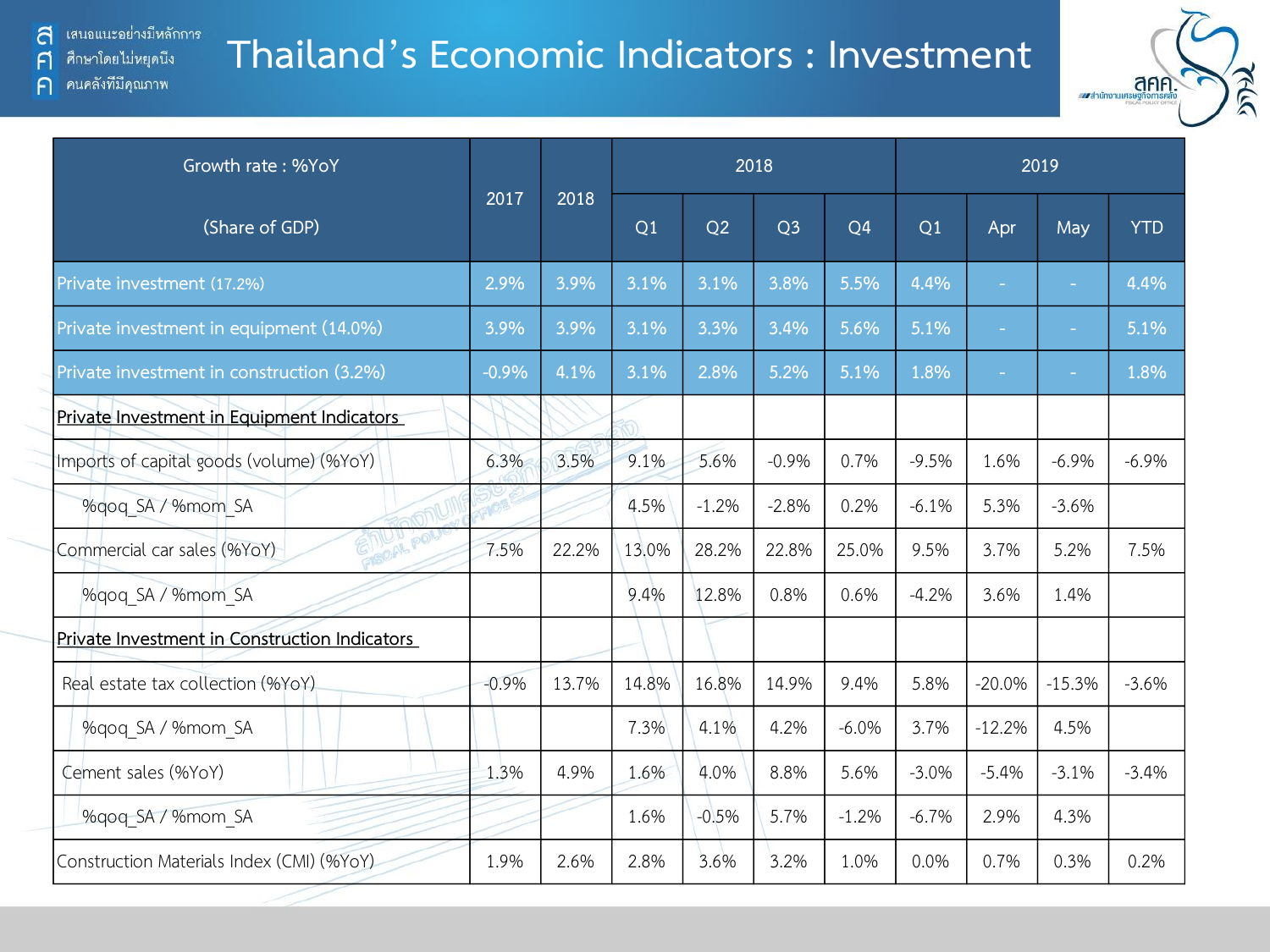# Thailand's Economic Indicators : Investment

| Growth rate : %YoY (Share of GDP) | 2017 | 2018 | 2018 | | | | 2019 | | | |
|---|---|---|---|---|---|---|---|---|---|---|
| | | | Q1 | Q2 | Q3 | Q4 | Q1 | Apr | May | YTD |
| Private investment (17.2%) | 2.9% | 3.9% | 3.1% | 3.1% | 3.8% | 5.5% | 4.4% | - | - | 4.4% |
| Private investment in equipment (14.0%) | 3.9% | 3.9% | 3.1% | 3.3% | 3.4% | 5.6% | 5.1% | - | - | 5.1% |
| Private investment in construction (3.2%) | -0.9% | 4.1% | 3.1% | 2.8% | 5.2% | 5.1% | 1.8% | - | - | 1.8% |
| Private Investment in Equipment Indicators | | | | | | | | | | |
| Imports of capital goods (volume) (%YoY) | 6.3% | 3.5% | 9.1% | 5.6% | -0.9% | 0.7% | -9.5% | 1.6% | -6.9% | -6.9% |
| %qoq_SA / %mom_SA | | | 4.5% | -1.2% | -2.8% | 0.2% | -6.1% | 5.3% | -3.6% | |
| Commercial car sales (%YoY) | 7.5% | 22.2% | 13.0% | 28.2% | 22.8% | 25.0% | 9.5% | 3.7% | 5.2% | 7.5% |
| %qoq_SA / %mom_SA | | | 9.4% | 12.8% | 0.8% | 0.6% | -4.2% | 3.6% | 1.4% | |
| Private Investment in Construction Indicators | | | | | | | | | | |
| Real estate tax collection (%YoY) | -0.9% | 13.7% | 14.8% | 16.8% | 14.9% | 9.4% | 5.8% | -20.0% | -15.3% | -3.6% |
| %qoq_SA / %mom_SA | | | 7.3% | 4.1% | 4.2% | -6.0% | 3.7% | -12.2% | 4.5% | |
| Cement sales (%YoY) | 1.3% | 4.9% | 1.6% | 4.0% | 8.8% | 5.6% | -3.0% | -5.4% | -3.1% | -3.4% |
| %qoq_SA / %mom_SA | | | 1.6% | -0.5% | 5.7% | -1.2% | -6.7% | 2.9% | 4.3% | |
| Construction Materials Index (CMI) (%YoY) | 1.9% | 2.6% | 2.8% | 3.6% | 3.2% | 1.0% | 0.0% | 0.7% | 0.3% | 0.2% |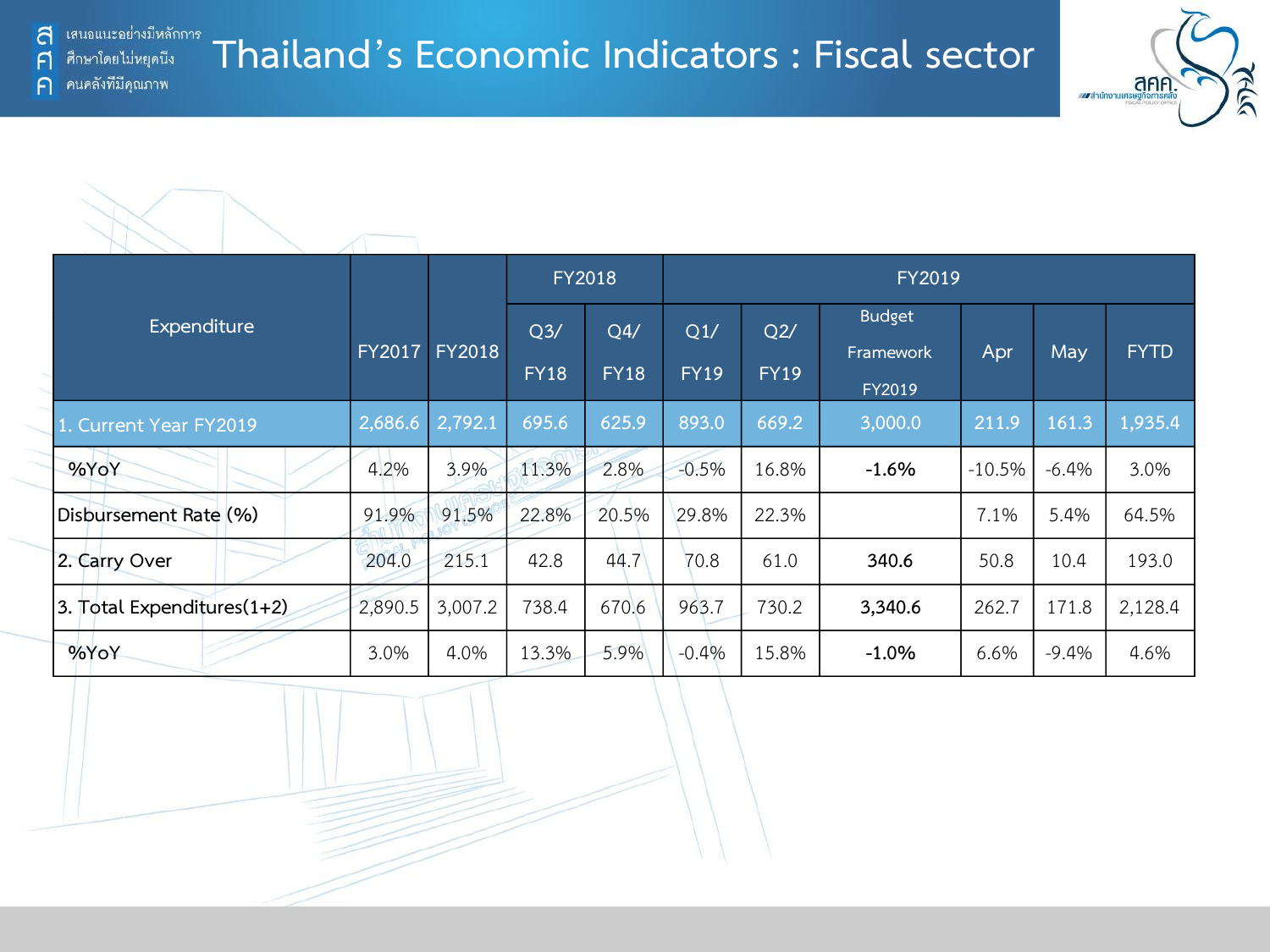# Thailand's Economic Indicators : Fiscal sector

| Expenditure | FY2017 | FY2018 | FY2018 | | FY2019 | | | | | |
|---|---|---|---|---|---|---|---|---|---|---|
| | | | Q3/ FY18 | Q4/ FY18 | Q1/ FY19 | Q2/ FY19 | Budget Framework FY2019 | Apr | May | FYTD |
| 1. Current Year FY2019 | 2,686.6 | 2,792.1 | 695.6 | 625.9 | 893.0 | 669.2 | 3,000.0 | 211.9 | 161.3 | 1,935.4 |
| %YoY | 4.2% | 3.9% | 11.3% | 2.8% | -0.5% | 16.8% | **-1.6%** | -10.5% | -6.4% | 3.0% |
| Disbursement Rate (%) | 91.9% | 91.5% | 22.8% | 20.5% | 29.8% | 22.3% | | 7.1% | 5.4% | 64.5% |
| 2. Carry Over | 204.0 | 215.1 | 42.8 | 44.7 | 70.8 | 61.0 | **340.6** | 50.8 | 10.4 | 193.0 |
| 3. Total Expenditures(1+2) | 2,890.5 | 3,007.2 | 738.4 | 670.6 | 963.7 | 730.2 | **3,340.6** | 262.7 | 171.8 | 2,128.4 |
| %YoY | 3.0% | 4.0% | 13.3% | 5.9% | -0.4% | 15.8% | **-1.0%** | 6.6% | -9.4% | 4.6% |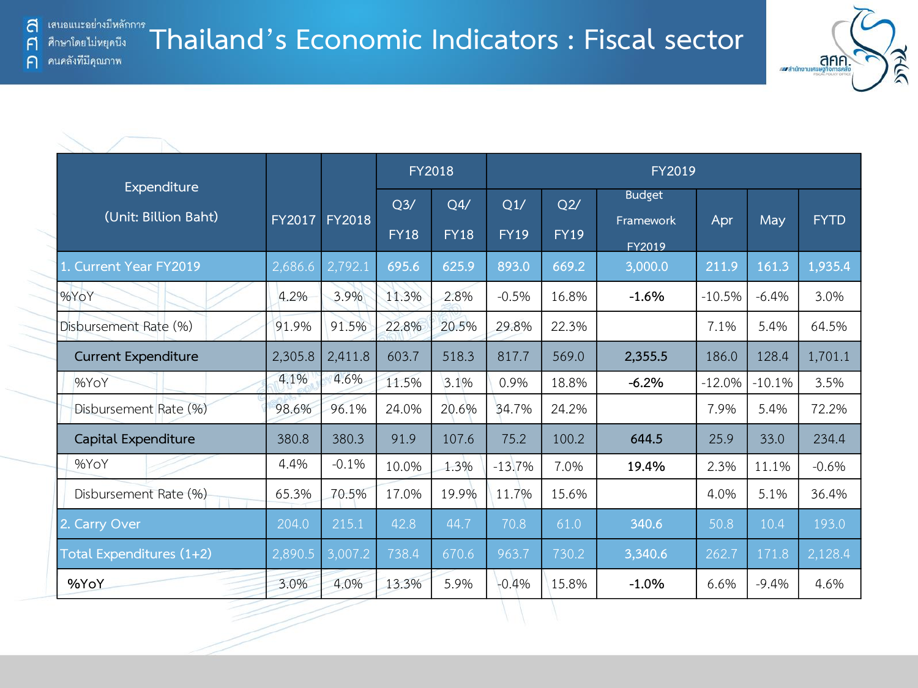# Thailand's Economic Indicators : Fiscal sector

| Expenditure (Unit: Billion Baht) | FY2017 | FY2018 | FY2018 | | FY2019 | | | | | |
|---|---|---|---|---|---|---|---|---|---|---|
| | | | Q3/ FY18 | Q4/ FY18 | Q1/ FY19 | Q2/ FY19 | Budget Framework FY2019 | Apr | May | FYTD |
| 1. Current Year FY2019 | 2,686.6 | 2,792.1 | 695.6 | 625.9 | 893.0 | 669.2 | 3,000.0 | 211.9 | 161.3 | 1,935.4 |
| %YoY | 4.2% | 3.9% | 11.3% | 2.8% | -0.5% | 16.8% | **-1.6%** | -10.5% | -6.4% | 3.0% |
| Disbursement Rate (%) | 91.9% | 91.5% | 22.8% | 20.5% | 29.8% | 22.3% | | 7.1% | 5.4% | 64.5% |
| Current Expenditure | 2,305.8 | 2,411.8 | 603.7 | 518.3 | 817.7 | 569.0 | **2,355.5** | 186.0 | 128.4 | 1,701.1 |
| %YoY | 4.1% | 4.6% | 11.5% | 3.1% | 0.9% | 18.8% | **-6.2%** | -12.0% | -10.1% | 3.5% |
| Disbursement Rate (%) | 98.6% | 96.1% | 24.0% | 20.6% | 34.7% | 24.2% | | 7.9% | 5.4% | 72.2% |
| Capital Expenditure | 380.8 | 380.3 | 91.9 | 107.6 | 75.2 | 100.2 | **644.5** | 25.9 | 33.0 | 234.4 |
| %YoY | 4.4% | -0.1% | 10.0% | 1.3% | -13.7% | 7.0% | **19.4%** | 2.3% | 11.1% | -0.6% |
| Disbursement Rate (%) | 65.3% | 70.5% | 17.0% | 19.9% | 11.7% | 15.6% | | 4.0% | 5.1% | 36.4% |
| 2. Carry Over | 204.0 | 215.1 | 42.8 | 44.7 | 70.8 | 61.0 | **340.6** | 50.8 | 10.4 | 193.0 |
| Total Expenditures (1+2) | 2,890.5 | 3,007.2 | 738.4 | 670.6 | 963.7 | 730.2 | **3,340.6** | 262.7 | 171.8 | 2,128.4 |
| **%YoY** | 3.0% | 4.0% | 13.3% | 5.9% | -0.4% | 15.8% | **-1.0%** | 6.6% | -9.4% | 4.6% |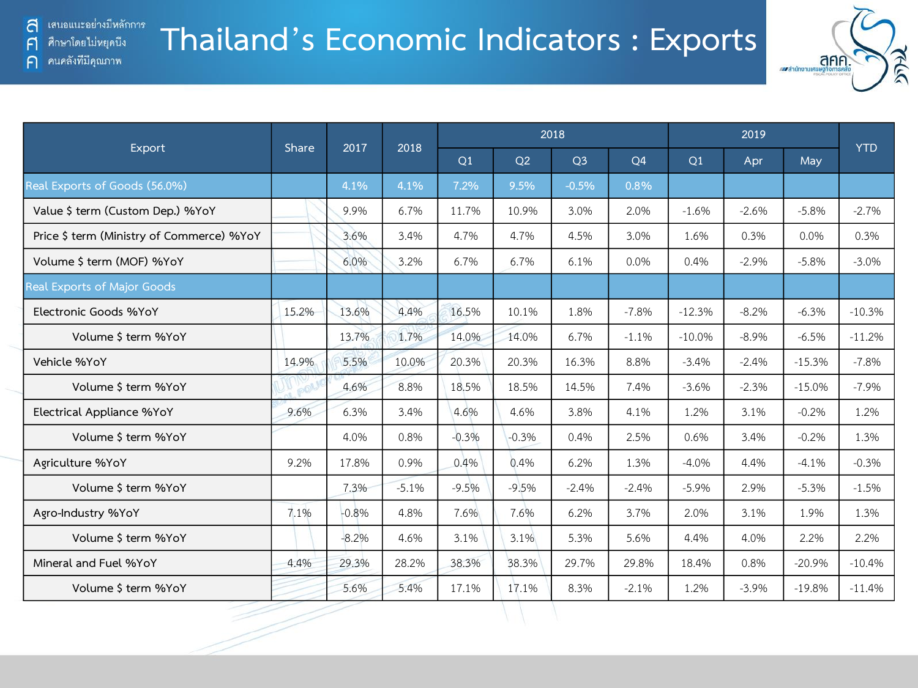# Thailand's Economic Indicators : Exports

| Export | Share | 2017 | 2018 | 2018 | | | | 2019 | | | YTD |
|---|---|---|---|---|---|---|---|---|---|---|---|
| | | | | Q1 | Q2 | Q3 | Q4 | Q1 | Apr | May | |
| Real Exports of Goods (56.0%) | | 4.1% | 4.1% | 7.2% | 9.5% | -0.5% | 0.8% | | | | |
| Value $ term (Custom Dep.) %YoY | | 9.9% | 6.7% | 11.7% | 10.9% | 3.0% | 2.0% | -1.6% | -2.6% | -5.8% | -2.7% |
| Price $ term (Ministry of Commerce) %YoY | | 3.6% | 3.4% | 4.7% | 4.7% | 4.5% | 3.0% | 1.6% | 0.3% | 0.0% | 0.3% |
| Volume $ term (MOF) %YoY | | 6.0% | 3.2% | 6.7% | 6.7% | 6.1% | 0.0% | 0.4% | -2.9% | -5.8% | -3.0% |
| Real Exports of Major Goods | | | | | | | | | | | |
| Electronic Goods %YoY | 15.2% | 13.6% | 4.4% | 16.5% | 10.1% | 1.8% | -7.8% | -12.3% | -8.2% | -6.3% | -10.3% |
| Volume $ term %YoY | | 13.7% | 1.7% | 14.0% | 14.0% | 6.7% | -1.1% | -10.0% | -8.9% | -6.5% | -11.2% |
| Vehicle %YoY | 14.9% | 5.5% | 10.0% | 20.3% | 20.3% | 16.3% | 8.8% | -3.4% | -2.4% | -15.3% | -7.8% |
| Volume $ term %YoY | | 4.6% | 8.8% | 18.5% | 18.5% | 14.5% | 7.4% | -3.6% | -2.3% | -15.0% | -7.9% |
| Electrical Appliance %YoY | 9.6% | 6.3% | 3.4% | 4.6% | 4.6% | 3.8% | 4.1% | 1.2% | 3.1% | -0.2% | 1.2% |
| Volume $ term %YoY | | 4.0% | 0.8% | -0.3% | -0.3% | 0.4% | 2.5% | 0.6% | 3.4% | -0.2% | 1.3% |
| Agriculture %YoY | 9.2% | 17.8% | 0.9% | 0.4% | 0.4% | 6.2% | 1.3% | -4.0% | 4.4% | -4.1% | -0.3% |
| Volume $ term %YoY | | 7.3% | -5.1% | -9.5% | -9.5% | -2.4% | -2.4% | -5.9% | 2.9% | -5.3% | -1.5% |
| Agro-Industry %YoY | 7.1% | -0.8% | 4.8% | 7.6% | 7.6% | 6.2% | 3.7% | 2.0% | 3.1% | 1.9% | 1.3% |
| Volume $ term %YoY | | -8.2% | 4.6% | 3.1% | 3.1% | 5.3% | 5.6% | 4.4% | 4.0% | 2.2% | 2.2% |
| Mineral and Fuel %YoY | 4.4% | 29.3% | 28.2% | 38.3% | 38.3% | 29.7% | 29.8% | 18.4% | 0.8% | -20.9% | -10.4% |
| Volume $ term %YoY | | 5.6% | 5.4% | 17.1% | 17.1% | 8.3% | -2.1% | 1.2% | -3.9% | -19.8% | -11.4% |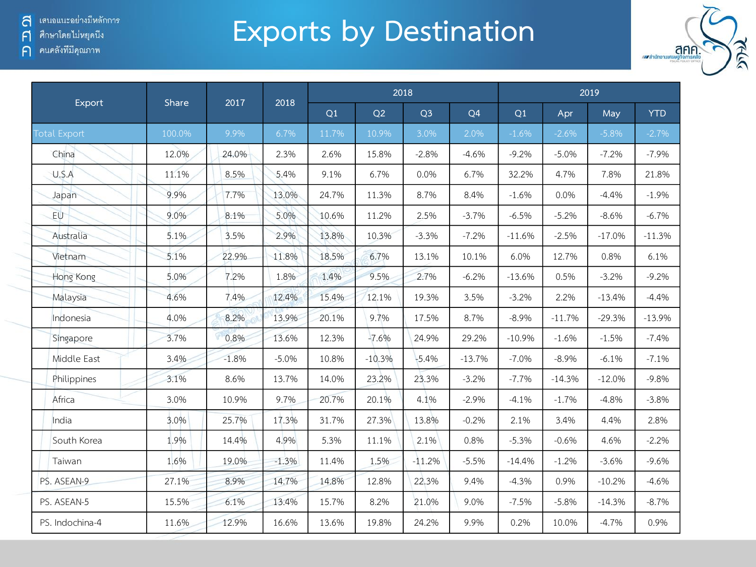สศค. เสนอแนะอย่างมีหลักการ ศึกษาโดยไม่หยุดนิ่ง คนคลังที่มีคุณภาพ

# Exports by Destination

| Export | Share | 2017 | 2018 | 2018 | | | | 2019 | | | |
|---|---|---|---|---|---|---|---|---|---|---|---|
| | | | | Q1 | Q2 | Q3 | Q4 | Q1 | Apr | May | YTD |
| Total Export | 100.0% | 9.9% | 6.7% | 11.7% | 10.9% | 3.0% | 2.0% | -1.6% | -2.6% | -5.8% | -2.7% |
| China | 12.0% | 24.0% | 2.3% | 2.6% | 15.8% | -2.8% | -4.6% | -9.2% | -5.0% | -7.2% | -7.9% |
| U.S.A | 11.1% | 8.5% | 5.4% | 9.1% | 6.7% | 0.0% | 6.7% | 32.2% | 4.7% | 7.8% | 21.8% |
| Japan | 9.9% | 7.7% | 13.0% | 24.7% | 11.3% | 8.7% | 8.4% | -1.6% | 0.0% | -4.4% | -1.9% |
| EU | 9.0% | 8.1% | 5.0% | 10.6% | 11.2% | 2.5% | -3.7% | -6.5% | -5.2% | -8.6% | -6.7% |
| Australia | 5.1% | 3.5% | 2.9% | 13.8% | 10.3% | -3.3% | -7.2% | -11.6% | -2.5% | -17.0% | -11.3% |
| Vietnam | 5.1% | 22.9% | 11.8% | 18.5% | 6.7% | 13.1% | 10.1% | 6.0% | 12.7% | 0.8% | 6.1% |
| Hong Kong | 5.0% | 7.2% | 1.8% | 1.4% | 9.5% | 2.7% | -6.2% | -13.6% | 0.5% | -3.2% | -9.2% |
| Malaysia | 4.6% | 7.4% | 12.4% | 15.4% | 12.1% | 19.3% | 3.5% | -3.2% | 2.2% | -13.4% | -4.4% |
| Indonesia | 4.0% | 8.2% | 13.9% | 20.1% | 9.7% | 17.5% | 8.7% | -8.9% | -11.7% | -29.3% | -13.9% |
| Singapore | 3.7% | 0.8% | 13.6% | 12.3% | -7.6% | 24.9% | 29.2% | -10.9% | -1.6% | -1.5% | -7.4% |
| Middle East | 3.4% | -1.8% | -5.0% | 10.8% | -10.3% | -5.4% | -13.7% | -7.0% | -8.9% | -6.1% | -7.1% |
| Philippines | 3.1% | 8.6% | 13.7% | 14.0% | 23.2% | 23.3% | -3.2% | -7.7% | -14.3% | -12.0% | -9.8% |
| Africa | 3.0% | 10.9% | 9.7% | 20.7% | 20.1% | 4.1% | -2.9% | -4.1% | -1.7% | -4.8% | -3.8% |
| India | 3.0% | 25.7% | 17.3% | 31.7% | 27.3% | 13.8% | -0.2% | 2.1% | 3.4% | 4.4% | 2.8% |
| South Korea | 1.9% | 14.4% | 4.9% | 5.3% | 11.1% | 2.1% | 0.8% | -5.3% | -0.6% | 4.6% | -2.2% |
| Taiwan | 1.6% | 19.0% | -1.3% | 11.4% | 1.5% | -11.2% | -5.5% | -14.4% | -1.2% | -3.6% | -9.6% |
| PS. ASEAN-9 | 27.1% | 8.9% | 14.7% | 14.8% | 12.8% | 22.3% | 9.4% | -4.3% | 0.9% | -10.2% | -4.6% |
| PS. ASEAN-5 | 15.5% | 6.1% | 13.4% | 15.7% | 8.2% | 21.0% | 9.0% | -7.5% | -5.8% | -14.3% | -8.7% |
| PS. Indochina-4 | 11.6% | 12.9% | 16.6% | 13.6% | 19.8% | 24.2% | 9.9% | 0.2% | 10.0% | -4.7% | 0.9% |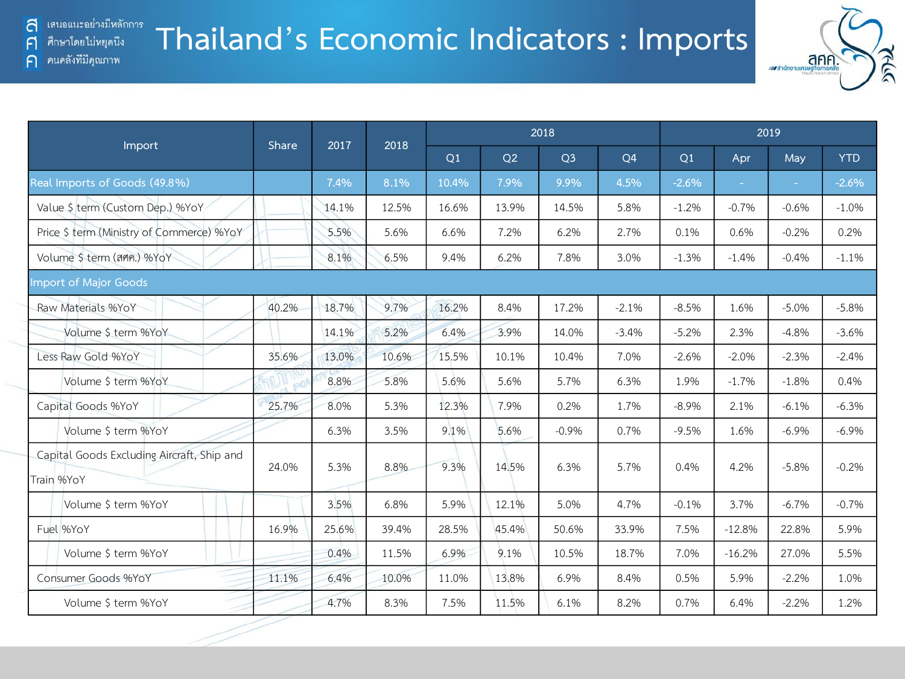# Thailand's Economic Indicators : Imports

| Import | Share | 2017 | 2018 | 2018 | | | | 2019 | | | |
|---|---|---|---|---|---|---|---|---|---|---|---|
| | | | | Q1 | Q2 | Q3 | Q4 | Q1 | Apr | May | YTD |
| Real Imports of Goods (49.8%) | | 7.4% | 8.1% | 10.4% | 7.9% | 9.9% | 4.5% | -2.6% | - | - | -2.6% |
| Value $ term (Custom Dep.) %YoY | | 14.1% | 12.5% | 16.6% | 13.9% | 14.5% | 5.8% | -1.2% | -0.7% | -0.6% | -1.0% |
| Price $ term (Ministry of Commerce) %YoY | | 5.5% | 5.6% | 6.6% | 7.2% | 6.2% | 2.7% | 0.1% | 0.6% | -0.2% | 0.2% |
| Volume $ term (สศค.) %YoY | | 8.1% | 6.5% | 9.4% | 6.2% | 7.8% | 3.0% | -1.3% | -1.4% | -0.4% | -1.1% |
| Import of Major Goods | | | | | | | | | | | |
| Raw Materials %YoY | 40.2% | 18.7% | 9.7% | 16.2% | 8.4% | 17.2% | -2.1% | -8.5% | 1.6% | -5.0% | -5.8% |
| Volume $ term %YoY | | 14.1% | 5.2% | 6.4% | 3.9% | 14.0% | -3.4% | -5.2% | 2.3% | -4.8% | -3.6% |
| Less Raw Gold %YoY | 35.6% | 13.0% | 10.6% | 15.5% | 10.1% | 10.4% | 7.0% | -2.6% | -2.0% | -2.3% | -2.4% |
| Volume $ term %YoY | | 8.8% | 5.8% | 5.6% | 5.6% | 5.7% | 6.3% | 1.9% | -1.7% | -1.8% | 0.4% |
| Capital Goods %YoY | 25.7% | 8.0% | 5.3% | 12.3% | 7.9% | 0.2% | 1.7% | -8.9% | 2.1% | -6.1% | -6.3% |
| Volume $ term %YoY | | 6.3% | 3.5% | 9.1% | 5.6% | -0.9% | 0.7% | -9.5% | 1.6% | -6.9% | -6.9% |
| Capital Goods Excluding Aircraft, Ship and Train %YoY | 24.0% | 5.3% | 8.8% | 9.3% | 14.5% | 6.3% | 5.7% | 0.4% | 4.2% | -5.8% | -0.2% |
| Volume $ term %YoY | | 3.5% | 6.8% | 5.9% | 12.1% | 5.0% | 4.7% | -0.1% | 3.7% | -6.7% | -0.7% |
| Fuel %YoY | 16.9% | 25.6% | 39.4% | 28.5% | 45.4% | 50.6% | 33.9% | 7.5% | -12.8% | 22.8% | 5.9% |
| Volume $ term %YoY | | 0.4% | 11.5% | 6.9% | 9.1% | 10.5% | 18.7% | 7.0% | -16.2% | 27.0% | 5.5% |
| Consumer Goods %YoY | 11.1% | 6.4% | 10.0% | 11.0% | 13.8% | 6.9% | 8.4% | 0.5% | 5.9% | -2.2% | 1.0% |
| Volume $ term %YoY | | 4.7% | 8.3% | 7.5% | 11.5% | 6.1% | 8.2% | 0.7% | 6.4% | -2.2% | 1.2% |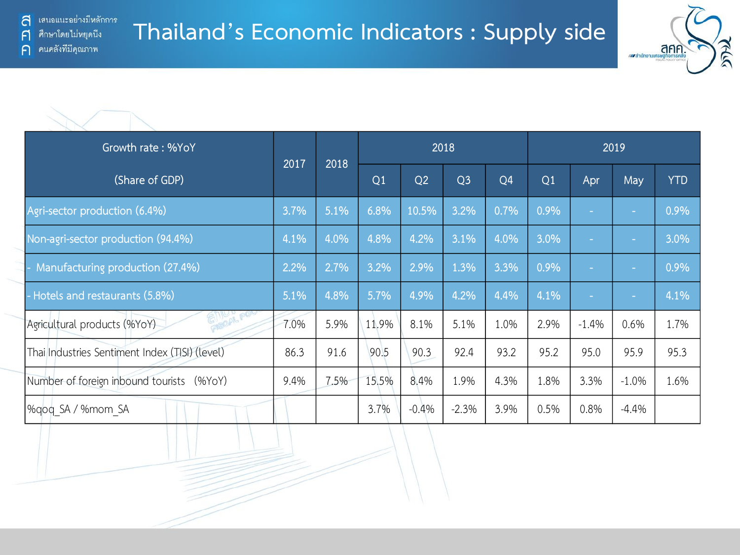# Thailand's Economic Indicators : Supply side

| Growth rate : %YoY (Share of GDP) | 2017 | 2018 | 2018 | | | | 2019 | | | |
|---|---|---|---|---|---|---|---|---|---|---|
| | | | Q1 | Q2 | Q3 | Q4 | Q1 | Apr | May | YTD |
| Agri-sector production (6.4%) | 3.7% | 5.1% | 6.8% | 10.5% | 3.2% | 0.7% | 0.9% | - | - | 0.9% |
| Non-agri-sector production (94.4%) | 4.1% | 4.0% | 4.8% | 4.2% | 3.1% | 4.0% | 3.0% | - | - | 3.0% |
| - Manufacturing production (27.4%) | 2.2% | 2.7% | 3.2% | 2.9% | 1.3% | 3.3% | 0.9% | - | - | 0.9% |
| - Hotels and restaurants (5.8%) | 5.1% | 4.8% | 5.7% | 4.9% | 4.2% | 4.4% | 4.1% | - | - | 4.1% |
| Agricultural products (%YoY) | 7.0% | 5.9% | 11.9% | 8.1% | 5.1% | 1.0% | 2.9% | -1.4% | 0.6% | 1.7% |
| Thai Industries Sentiment Index (TISI) (level) | 86.3 | 91.6 | 90.5 | 90.3 | 92.4 | 93.2 | 95.2 | 95.0 | 95.9 | 95.3 |
| Number of foreign inbound tourists (%YoY) | 9.4% | 7.5% | 15.5% | 8.4% | 1.9% | 4.3% | 1.8% | 3.3% | -1.0% | 1.6% |
| %qoq_SA / %mom_SA | | | 3.7% | -0.4% | -2.3% | 3.9% | 0.5% | 0.8% | -4.4% | |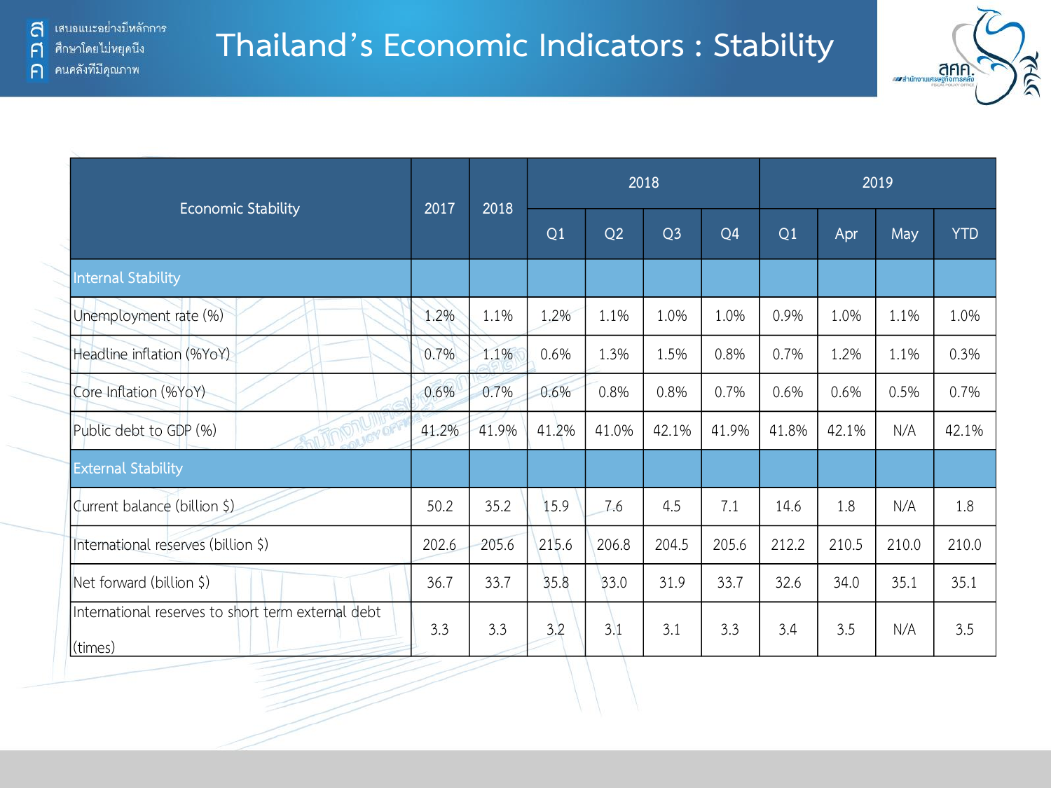สศค. เสนอแนะอย่างมีหลักการ ศึกษาโดยไม่หยุดนิ่ง คนคลังที่มีคุณภาพ

# Thailand's Economic Indicators : Stability

| Economic Stability | 2017 | 2018 | 2018 | | | | 2019 | | | |
|---|---|---|---|---|---|---|---|---|---|---|
| | | | Q1 | Q2 | Q3 | Q4 | Q1 | Apr | May | YTD |
| **Internal Stability** | | | | | | | | | | |
| Unemployment rate (%) | 1.2% | 1.1% | 1.2% | 1.1% | 1.0% | 1.0% | 0.9% | 1.0% | 1.1% | 1.0% |
| Headline inflation (%YoY) | 0.7% | 1.1% | 0.6% | 1.3% | 1.5% | 0.8% | 0.7% | 1.2% | 1.1% | 0.3% |
| Core Inflation (%YoY) | 0.6% | 0.7% | 0.6% | 0.8% | 0.8% | 0.7% | 0.6% | 0.6% | 0.5% | 0.7% |
| Public debt to GDP (%) | 41.2% | 41.9% | 41.2% | 41.0% | 42.1% | 41.9% | 41.8% | 42.1% | N/A | 42.1% |
| **External Stability** | | | | | | | | | | |
| Current balance (billion $) | 50.2 | 35.2 | 15.9 | 7.6 | 4.5 | 7.1 | 14.6 | 1.8 | N/A | 1.8 |
| International reserves (billion $) | 202.6 | 205.6 | 215.6 | 206.8 | 204.5 | 205.6 | 212.2 | 210.5 | 210.0 | 210.0 |
| Net forward (billion $) | 36.7 | 33.7 | 35.8 | 33.0 | 31.9 | 33.7 | 32.6 | 34.0 | 35.1 | 35.1 |
| International reserves to short term external debt (times) | 3.3 | 3.3 | 3.2 | 3.1 | 3.1 | 3.3 | 3.4 | 3.5 | N/A | 3.5 |